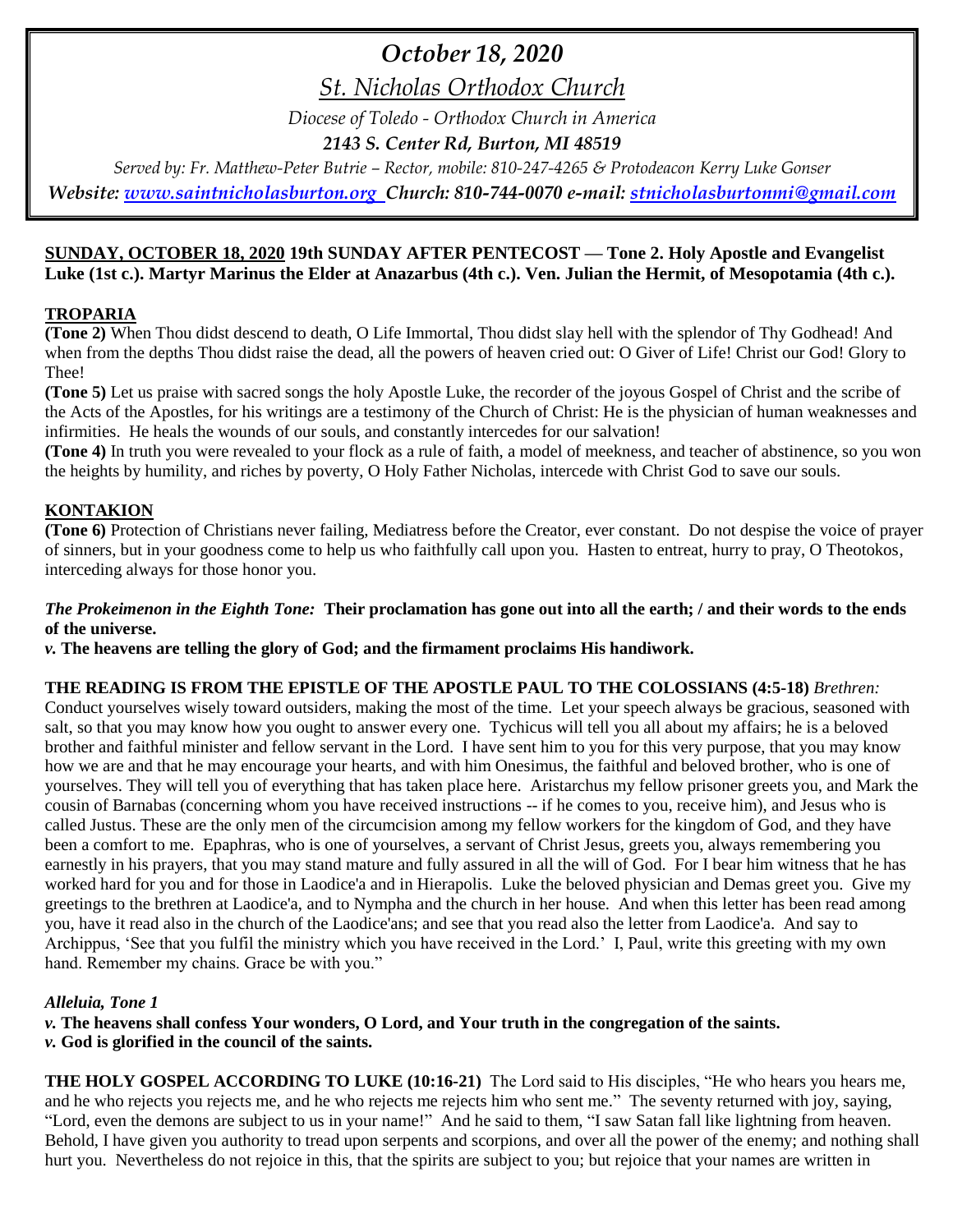# *October 18, 2020*

## *St. Nicholas Orthodox Church*

*Diocese of Toledo - Orthodox Church in America*

***2143 S. Center Rd, Burton, MI 48519***

*Served by: Fr. Matthew-Peter Butrie – Rector, mobile: 810-247-4265 & Protodeacon Kerry Luke Gonser*

***Website: [www.saintnicholasburton.org](http://www.saintnicholasburton.org) Church: 810-744-0070 e-mail: [stnicholasburtonmi@gmail.com](mailto:stnicholasburtonmi@gmail.com)***

**SUNDAY, OCTOBER 18, 2020 19th SUNDAY AFTER PENTECOST — Tone 2. Holy Apostle and Evangelist Luke (1st c.). Martyr Marinus the Elder at Anazarbus (4th c.). Ven. Julian the Hermit, of Mesopotamia (4th c.).**

**TROPARIA**

**(Tone 2)** When Thou didst descend to death, O Life Immortal, Thou didst slay hell with the splendor of Thy Godhead! And when from the depths Thou didst raise the dead, all the powers of heaven cried out: O Giver of Life! Christ our God! Glory to Thee!

**(Tone 5)** Let us praise with sacred songs the holy Apostle Luke, the recorder of the joyous Gospel of Christ and the scribe of the Acts of the Apostles, for his writings are a testimony of the Church of Christ: He is the physician of human weaknesses and infirmities. He heals the wounds of our souls, and constantly intercedes for our salvation!

**(Tone 4)** In truth you were revealed to your flock as a rule of faith, a model of meekness, and teacher of abstinence, so you won the heights by humility, and riches by poverty, O Holy Father Nicholas, intercede with Christ God to save our souls.

**KONTAKION**

**(Tone 6)** Protection of Christians never failing, Mediatress before the Creator, ever constant. Do not despise the voice of prayer of sinners, but in your goodness come to help us who faithfully call upon you. Hasten to entreat, hurry to pray, O Theotokos, interceding always for those honor you.

***The Prokeimenon in the Eighth Tone:*** **Their proclamation has gone out into all the earth; / and their words to the ends of the universe.**

***v.*** **The heavens are telling the glory of God; and the firmament proclaims His handiwork.**

**THE READING IS FROM THE EPISTLE OF THE APOSTLE PAUL TO THE COLOSSIANS (4:5-18)** *Brethren:* Conduct yourselves wisely toward outsiders, making the most of the time. Let your speech always be gracious, seasoned with salt, so that you may know how you ought to answer every one. Tychicus will tell you all about my affairs; he is a beloved brother and faithful minister and fellow servant in the Lord. I have sent him to you for this very purpose, that you may know how we are and that he may encourage your hearts, and with him Onesimus, the faithful and beloved brother, who is one of yourselves. They will tell you of everything that has taken place here. Aristarchus my fellow prisoner greets you, and Mark the cousin of Barnabas (concerning whom you have received instructions -- if he comes to you, receive him), and Jesus who is called Justus. These are the only men of the circumcision among my fellow workers for the kingdom of God, and they have been a comfort to me. Epaphras, who is one of yourselves, a servant of Christ Jesus, greets you, always remembering you earnestly in his prayers, that you may stand mature and fully assured in all the will of God. For I bear him witness that he has worked hard for you and for those in Laodice'a and in Hierapolis. Luke the beloved physician and Demas greet you. Give my greetings to the brethren at Laodice'a, and to Nympha and the church in her house. And when this letter has been read among you, have it read also in the church of the Laodice'ans; and see that you read also the letter from Laodice'a. And say to Archippus, 'See that you fulfil the ministry which you have received in the Lord.' I, Paul, write this greeting with my own hand. Remember my chains. Grace be with you."

***Alleluia, Tone 1***

***v.*** **The heavens shall confess Your wonders, O Lord, and Your truth in the congregation of the saints.**

***v.*** **God is glorified in the council of the saints.**

**THE HOLY GOSPEL ACCORDING TO LUKE (10:16-21)** The Lord said to His disciples, "He who hears you hears me, and he who rejects you rejects me, and he who rejects me rejects him who sent me." The seventy returned with joy, saying, "Lord, even the demons are subject to us in your name!" And he said to them, "I saw Satan fall like lightning from heaven. Behold, I have given you authority to tread upon serpents and scorpions, and over all the power of the enemy; and nothing shall hurt you. Nevertheless do not rejoice in this, that the spirits are subject to you; but rejoice that your names are written in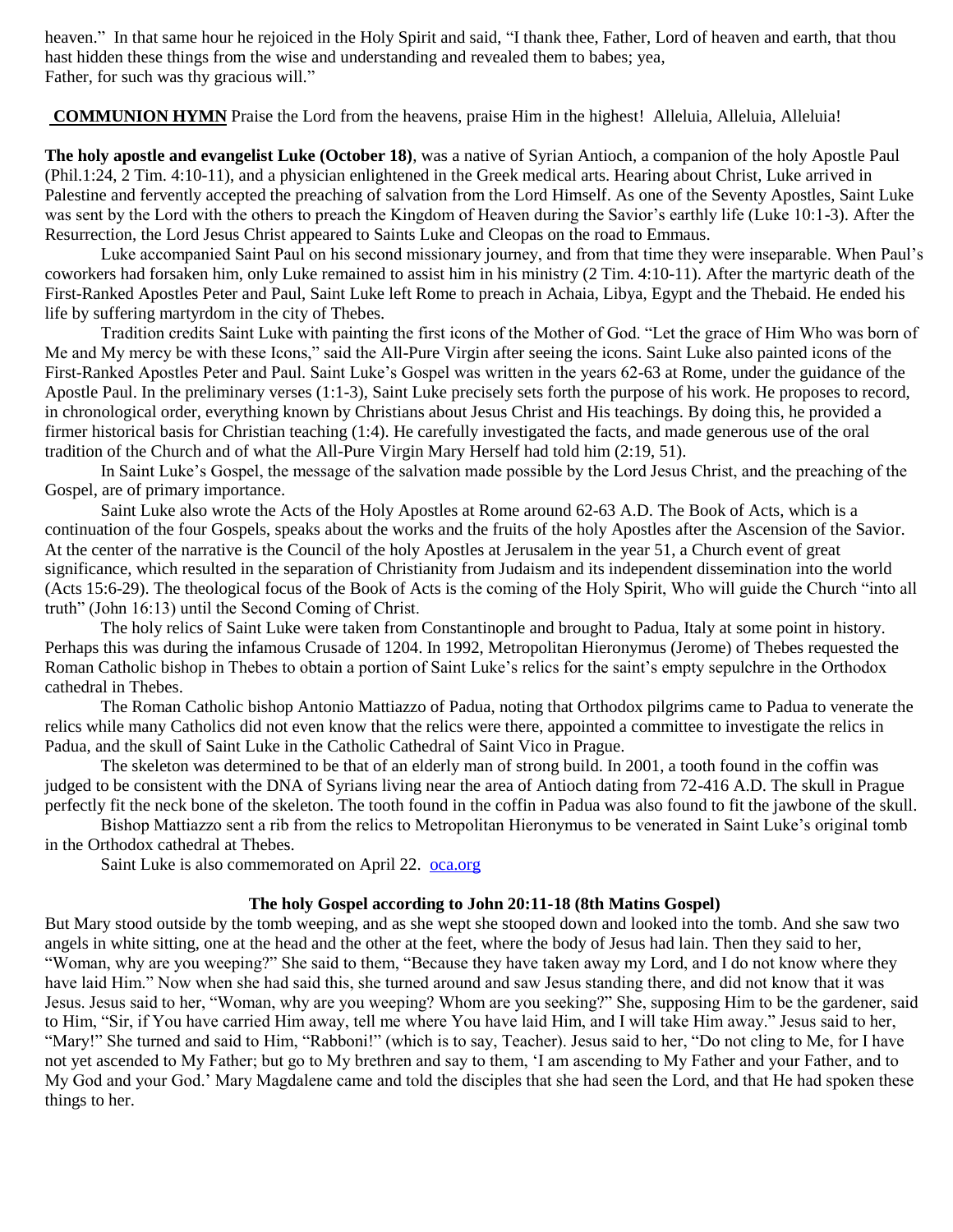heaven." In that same hour he rejoiced in the Holy Spirit and said, "I thank thee, Father, Lord of heaven and earth, that thou hast hidden these things from the wise and understanding and revealed them to babes; yea, Father, for such was thy gracious will."

**COMMUNION HYMN** Praise the Lord from the heavens, praise Him in the highest! Alleluia, Alleluia, Alleluia!

**The holy apostle and evangelist Luke (October 18)**, was a native of Syrian Antioch, a companion of the holy Apostle Paul (Phil.1:24, 2 Tim. 4:10-11), and a physician enlightened in the Greek medical arts. Hearing about Christ, Luke arrived in Palestine and fervently accepted the preaching of salvation from the Lord Himself. As one of the Seventy Apostles, Saint Luke was sent by the Lord with the others to preach the Kingdom of Heaven during the Savior's earthly life (Luke 10:1-3). After the Resurrection, the Lord Jesus Christ appeared to Saints Luke and Cleopas on the road to Emmaus.

Luke accompanied Saint Paul on his second missionary journey, and from that time they were inseparable. When Paul's coworkers had forsaken him, only Luke remained to assist him in his ministry (2 Tim. 4:10-11). After the martyric death of the First-Ranked Apostles Peter and Paul, Saint Luke left Rome to preach in Achaia, Libya, Egypt and the Thebaid. He ended his life by suffering martyrdom in the city of Thebes.

Tradition credits Saint Luke with painting the first icons of the Mother of God. "Let the grace of Him Who was born of Me and My mercy be with these Icons," said the All-Pure Virgin after seeing the icons. Saint Luke also painted icons of the First-Ranked Apostles Peter and Paul. Saint Luke's Gospel was written in the years 62-63 at Rome, under the guidance of the Apostle Paul. In the preliminary verses (1:1-3), Saint Luke precisely sets forth the purpose of his work. He proposes to record, in chronological order, everything known by Christians about Jesus Christ and His teachings. By doing this, he provided a firmer historical basis for Christian teaching (1:4). He carefully investigated the facts, and made generous use of the oral tradition of the Church and of what the All-Pure Virgin Mary Herself had told him (2:19, 51).

In Saint Luke's Gospel, the message of the salvation made possible by the Lord Jesus Christ, and the preaching of the Gospel, are of primary importance.

Saint Luke also wrote the Acts of the Holy Apostles at Rome around 62-63 A.D. The Book of Acts, which is a continuation of the four Gospels, speaks about the works and the fruits of the holy Apostles after the Ascension of the Savior. At the center of the narrative is the Council of the holy Apostles at Jerusalem in the year 51, a Church event of great significance, which resulted in the separation of Christianity from Judaism and its independent dissemination into the world (Acts 15:6-29). The theological focus of the Book of Acts is the coming of the Holy Spirit, Who will guide the Church "into all truth" (John 16:13) until the Second Coming of Christ.

The holy relics of Saint Luke were taken from Constantinople and brought to Padua, Italy at some point in history. Perhaps this was during the infamous Crusade of 1204. In 1992, Metropolitan Hieronymus (Jerome) of Thebes requested the Roman Catholic bishop in Thebes to obtain a portion of Saint Luke's relics for the saint's empty sepulchre in the Orthodox cathedral in Thebes.

The Roman Catholic bishop Antonio Mattiazzo of Padua, noting that Orthodox pilgrims came to Padua to venerate the relics while many Catholics did not even know that the relics were there, appointed a committee to investigate the relics in Padua, and the skull of Saint Luke in the Catholic Cathedral of Saint Vico in Prague.

The skeleton was determined to be that of an elderly man of strong build. In 2001, a tooth found in the coffin was judged to be consistent with the DNA of Syrians living near the area of Antioch dating from 72-416 A.D. The skull in Prague perfectly fit the neck bone of the skeleton. The tooth found in the coffin in Padua was also found to fit the jawbone of the skull.

Bishop Mattiazzo sent a rib from the relics to Metropolitan Hieronymus to be venerated in Saint Luke's original tomb in the Orthodox cathedral at Thebes.

Saint Luke is also commemorated on April 22. oca.org

**The holy Gospel according to John 20:11-18 (8th Matins Gospel)**

But Mary stood outside by the tomb weeping, and as she wept she stooped down and looked into the tomb. And she saw two angels in white sitting, one at the head and the other at the feet, where the body of Jesus had lain. Then they said to her, "Woman, why are you weeping?" She said to them, "Because they have taken away my Lord, and I do not know where they have laid Him." Now when she had said this, she turned around and saw Jesus standing there, and did not know that it was Jesus. Jesus said to her, "Woman, why are you weeping? Whom are you seeking?" She, supposing Him to be the gardener, said to Him, "Sir, if You have carried Him away, tell me where You have laid Him, and I will take Him away." Jesus said to her, "Mary!" She turned and said to Him, "Rabboni!" (which is to say, Teacher). Jesus said to her, "Do not cling to Me, for I have not yet ascended to My Father; but go to My brethren and say to them, 'I am ascending to My Father and your Father, and to My God and your God.' Mary Magdalene came and told the disciples that she had seen the Lord, and that He had spoken these things to her.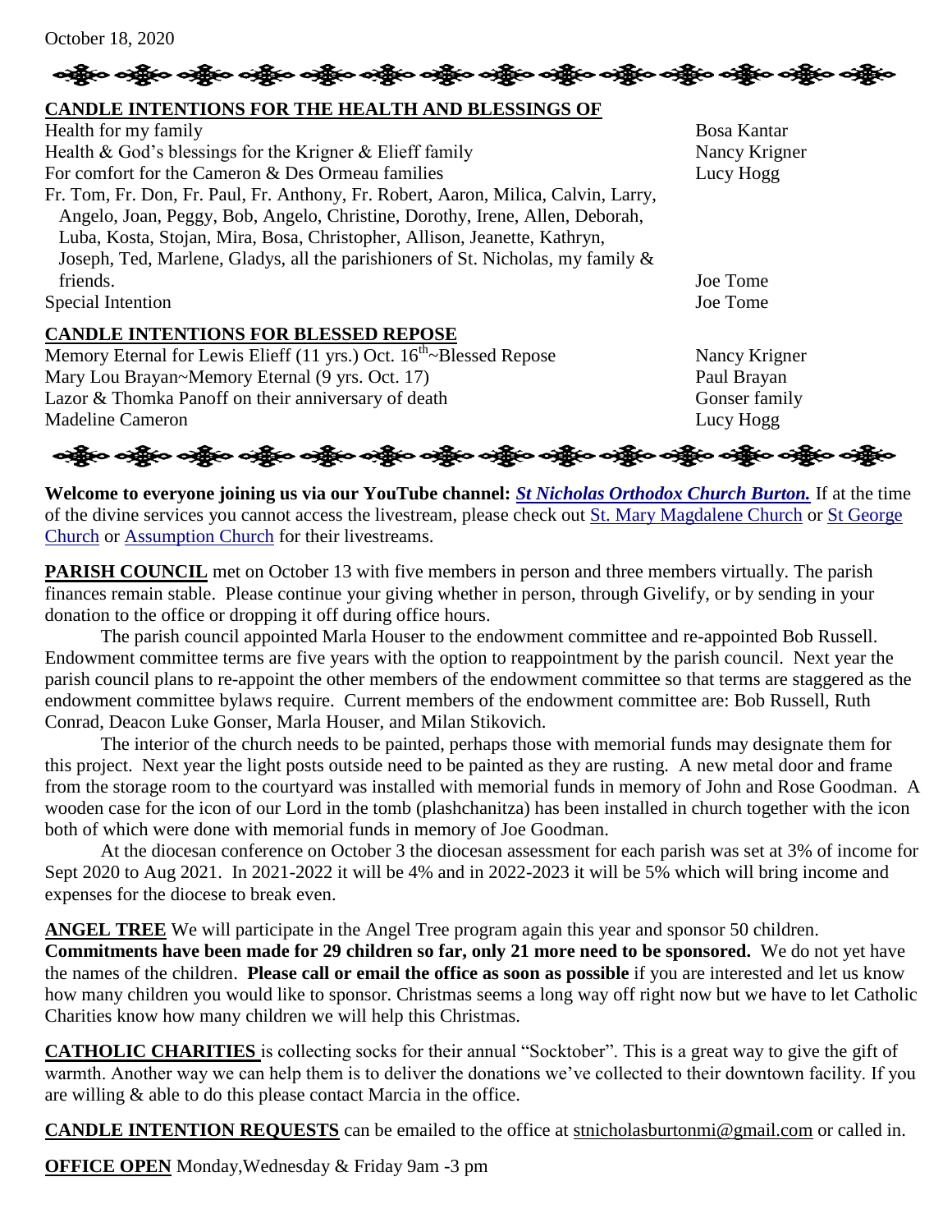October 18, 2020

## CANDLE INTENTIONS FOR THE HEALTH AND BLESSINGS OF

| | |
|---|---|
| Health for my family | Bosa Kantar |
| Health & God's blessings for the Krigner & Elieff family | Nancy Krigner |
| For comfort for the Cameron & Des Ormeau families | Lucy Hogg |
| Fr. Tom, Fr. Don, Fr. Paul, Fr. Anthony, Fr. Robert, Aaron, Milica, Calvin, Larry, Angelo, Joan, Peggy, Bob, Angelo, Christine, Dorothy, Irene, Allen, Deborah, Luba, Kosta, Stojan, Mira, Bosa, Christopher, Allison, Jeanette, Kathryn, Joseph, Ted, Marlene, Gladys, all the parishioners of St. Nicholas, my family & friends. | Joe Tome |
| Special Intention | Joe Tome |

## CANDLE INTENTIONS FOR BLESSED REPOSE

| | |
|---|---|
| Memory Eternal for Lewis Elieff (11 yrs.) Oct. 16th~Blessed Repose | Nancy Krigner |
| Mary Lou Brayan~Memory Eternal (9 yrs. Oct. 17) | Paul Brayan |
| Lazor & Thomka Panoff on their anniversary of death | Gonser family |
| Madeline Cameron | Lucy Hogg |

**Welcome to everyone joining us via our YouTube channel:** ***St Nicholas Orthodox Church Burton.*** If at the time of the divine services you cannot access the livestream, please check out St. Mary Magdalene Church or St George Church or Assumption Church for their livestreams.

**PARISH COUNCIL** met on October 13 with five members in person and three members virtually. The parish finances remain stable. Please continue your giving whether in person, through Givelify, or by sending in your donation to the office or dropping it off during office hours.

The parish council appointed Marla Houser to the endowment committee and re-appointed Bob Russell. Endowment committee terms are five years with the option to reappointment by the parish council. Next year the parish council plans to re-appoint the other members of the endowment committee so that terms are staggered as the endowment committee bylaws require. Current members of the endowment committee are: Bob Russell, Ruth Conrad, Deacon Luke Gonser, Marla Houser, and Milan Stikovich.

The interior of the church needs to be painted, perhaps those with memorial funds may designate them for this project. Next year the light posts outside need to be painted as they are rusting. A new metal door and frame from the storage room to the courtyard was installed with memorial funds in memory of John and Rose Goodman. A wooden case for the icon of our Lord in the tomb (plashchanitza) has been installed in church together with the icon both of which were done with memorial funds in memory of Joe Goodman.

At the diocesan conference on October 3 the diocesan assessment for each parish was set at 3% of income for Sept 2020 to Aug 2021. In 2021-2022 it will be 4% and in 2022-2023 it will be 5% which will bring income and expenses for the diocese to break even.

**ANGEL TREE** We will participate in the Angel Tree program again this year and sponsor 50 children. **Commitments have been made for 29 children so far, only 21 more need to be sponsored.** We do not yet have the names of the children. **Please call or email the office as soon as possible** if you are interested and let us know how many children you would like to sponsor. Christmas seems a long way off right now but we have to let Catholic Charities know how many children we will help this Christmas.

**CATHOLIC CHARITIES** is collecting socks for their annual "Socktober". This is a great way to give the gift of warmth. Another way we can help them is to deliver the donations we've collected to their downtown facility. If you are willing & able to do this please contact Marcia in the office.

**CANDLE INTENTION REQUESTS** can be emailed to the office at stnicholasburtonmi@gmail.com or called in.

**OFFICE OPEN** Monday,Wednesday & Friday 9am -3 pm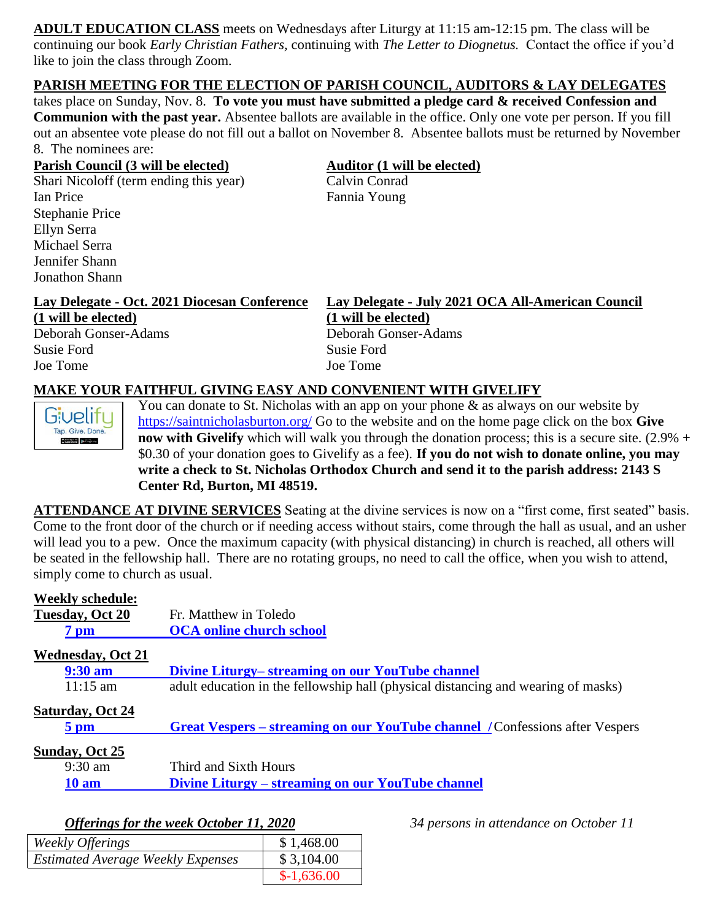**ADULT EDUCATION CLASS** meets on Wednesdays after Liturgy at 11:15 am-12:15 pm. The class will be continuing our book *Early Christian Fathers,* continuing with *The Letter to Diognetus.* Contact the office if you'd like to join the class through Zoom.

**PARISH MEETING FOR THE ELECTION OF PARISH COUNCIL, AUDITORS & LAY DELEGATES** takes place on Sunday, Nov. 8. **To vote you must have submitted a pledge card & received Confession and Communion with the past year.** Absentee ballots are available in the office. Only one vote per person. If you fill out an absentee vote please do not fill out a ballot on November 8. Absentee ballots must be returned by November 8. The nominees are:

**Parish Council (3 will be elected)**

Shari Nicoloff (term ending this year)
Ian Price
Stephanie Price
Ellyn Serra
Michael Serra
Jennifer Shann
Jonathon Shann

**Auditor (1 will be elected)**

Calvin Conrad
Fannia Young

**Lay Delegate - Oct. 2021 Diocesan Conference (1 will be elected)**

Deborah Gonser-Adams
Susie Ford
Joe Tome

**Lay Delegate - July 2021 OCA All-American Council (1 will be elected)**

Deborah Gonser-Adams
Susie Ford
Joe Tome

**MAKE YOUR FAITHFUL GIVING EASY AND CONVENIENT WITH GIVELIFY**

You can donate to St. Nicholas with an app on your phone & as always on our website by https://saintnicholasburton.org/ Go to the website and on the home page click on the box **Give now with Givelify** which will walk you through the donation process; this is a secure site. (2.9% + $0.30 of your donation goes to Givelify as a fee). **If you do not wish to donate online, you may write a check to St. Nicholas Orthodox Church and send it to the parish address: 2143 S Center Rd, Burton, MI 48519.**

**ATTENDANCE AT DIVINE SERVICES** Seating at the divine services is now on a "first come, first seated" basis. Come to the front door of the church or if needing access without stairs, come through the hall as usual, and an usher will lead you to a pew. Once the maximum capacity (with physical distancing) in church is reached, all others will be seated in the fellowship hall. There are no rotating groups, no need to call the office, when you wish to attend, simply come to church as usual.

**Weekly schedule:**

**Tuesday, Oct 20** Fr. Matthew in Toledo
- **7 pm** **OCA online church school**

**Wednesday, Oct 21**
- **9:30 am** **Divine Liturgy– streaming on our YouTube channel**
- 11:15 am adult education in the fellowship hall (physical distancing and wearing of masks)

**Saturday, Oct 24**
- **5 pm** **Great Vespers – streaming on our YouTube channel /** Confessions after Vespers

**Sunday, Oct 25**
- 9:30 am Third and Sixth Hours
- **10 am** **Divine Liturgy – streaming on our YouTube channel**

***Offerings for the week October 11, 2020***

| | |
|---|---|
| *Weekly Offerings* | $ 1,468.00 |
| *Estimated Average Weekly Expenses* | $ 3,104.00 |
| | $-1,636.00 |

*34 persons in attendance on October 11*